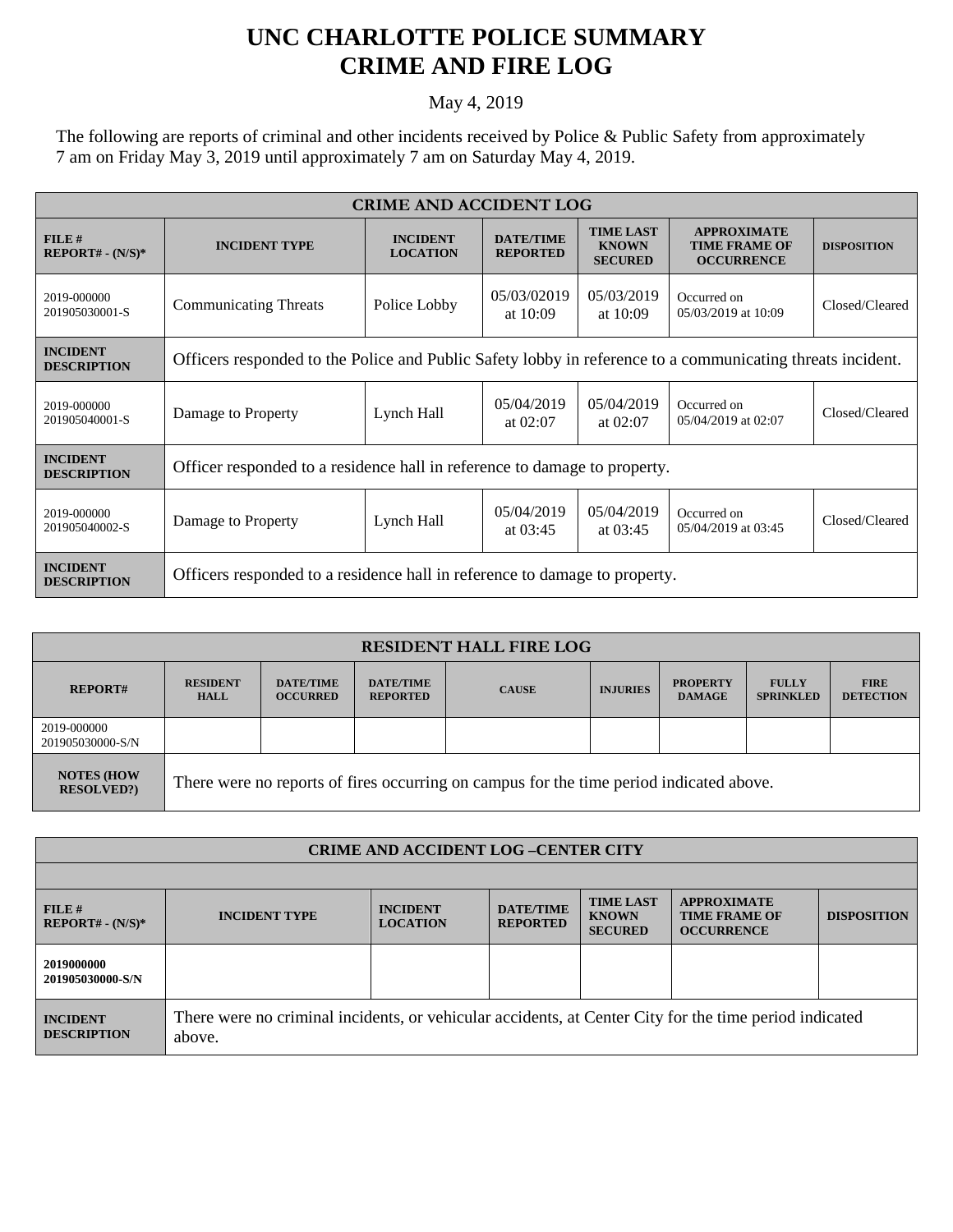# UNC CHARLOTTE POLICE SUMMARY
# CRIME AND FIRE LOG

May 4, 2019

The following are reports of criminal and other incidents received by Police & Public Safety from approximately 7 am on Friday May 3, 2019 until approximately 7 am on Saturday May 4, 2019.

| CRIME AND ACCIDENT LOG | | | | | | |
|---|---|---|---|---|---|---|
| **FILE # REPORT# - (N/S)*** | **INCIDENT TYPE** | **INCIDENT LOCATION** | **DATE/TIME REPORTED** | **TIME LAST KNOWN SECURED** | **APPROXIMATE TIME FRAME OF OCCURRENCE** | **DISPOSITION** |
| 2019-000000 201905030001-S | Communicating Threats | Police Lobby | 05/03/02019 at 10:09 | 05/03/2019 at 10:09 | Occurred on 05/03/2019 at 10:09 | Closed/Cleared |
| **INCIDENT DESCRIPTION** | Officers responded to the Police and Public Safety lobby in reference to a communicating threats incident. | | | | | |
| 2019-000000 201905040001-S | Damage to Property | Lynch Hall | 05/04/2019 at 02:07 | 05/04/2019 at 02:07 | Occurred on 05/04/2019 at 02:07 | Closed/Cleared |
| **INCIDENT DESCRIPTION** | Officer responded to a residence hall in reference to damage to property. | | | | | |
| 2019-000000 201905040002-S | Damage to Property | Lynch Hall | 05/04/2019 at 03:45 | 05/04/2019 at 03:45 | Occurred on 05/04/2019 at 03:45 | Closed/Cleared |
| **INCIDENT DESCRIPTION** | Officers responded to a residence hall in reference to damage to property. | | | | | |

| RESIDENT HALL FIRE LOG | | | | | | | | |
|---|---|---|---|---|---|---|---|---|
| **REPORT#** | **RESIDENT HALL** | **DATE/TIME OCCURRED** | **DATE/TIME REPORTED** | **CAUSE** | **INJURIES** | **PROPERTY DAMAGE** | **FULLY SPRINKLED** | **FIRE DETECTION** |
| 2019-000000 201905030000-S/N | | | | | | | | |
| **NOTES (HOW RESOLVED?)** | There were no reports of fires occurring on campus for the time period indicated above. | | | | | | | |

| CRIME AND ACCIDENT LOG –CENTER CITY | | | | | | |
|---|---|---|---|---|---|---|
| **FILE # REPORT# - (N/S)*** | **INCIDENT TYPE** | **INCIDENT LOCATION** | **DATE/TIME REPORTED** | **TIME LAST KNOWN SECURED** | **APPROXIMATE TIME FRAME OF OCCURRENCE** | **DISPOSITION** |
| **2019000000 201905030000-S/N** | | | | | | |
| **INCIDENT DESCRIPTION** | There were no criminal incidents, or vehicular accidents, at Center City for the time period indicated above. | | | | | |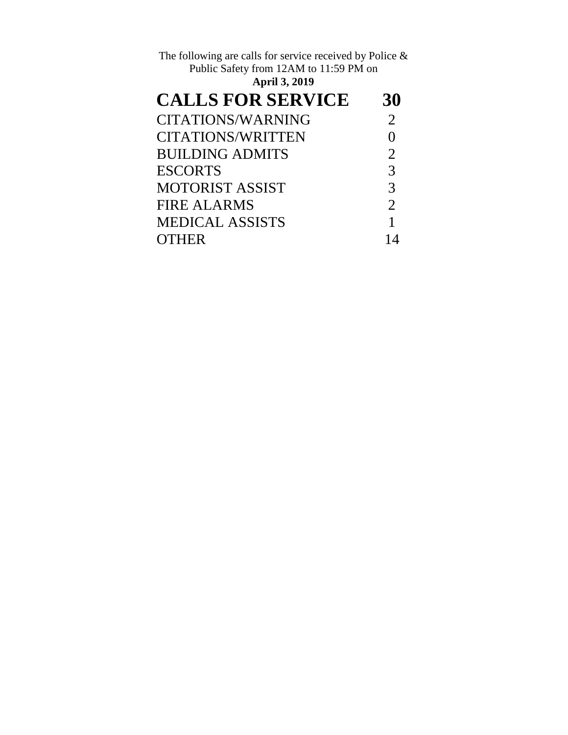The following are calls for service received by Police & Public Safety from 12AM to 11:59 PM on

**April 3, 2019**

| **CALLS FOR SERVICE** | **30** |
|---|---|
| CITATIONS/WARNING | 2 |
| CITATIONS/WRITTEN | 0 |
| BUILDING ADMITS | 2 |
| ESCORTS | 3 |
| MOTORIST ASSIST | 3 |
| FIRE ALARMS | 2 |
| MEDICAL ASSISTS | 1 |
| OTHER | 14 |